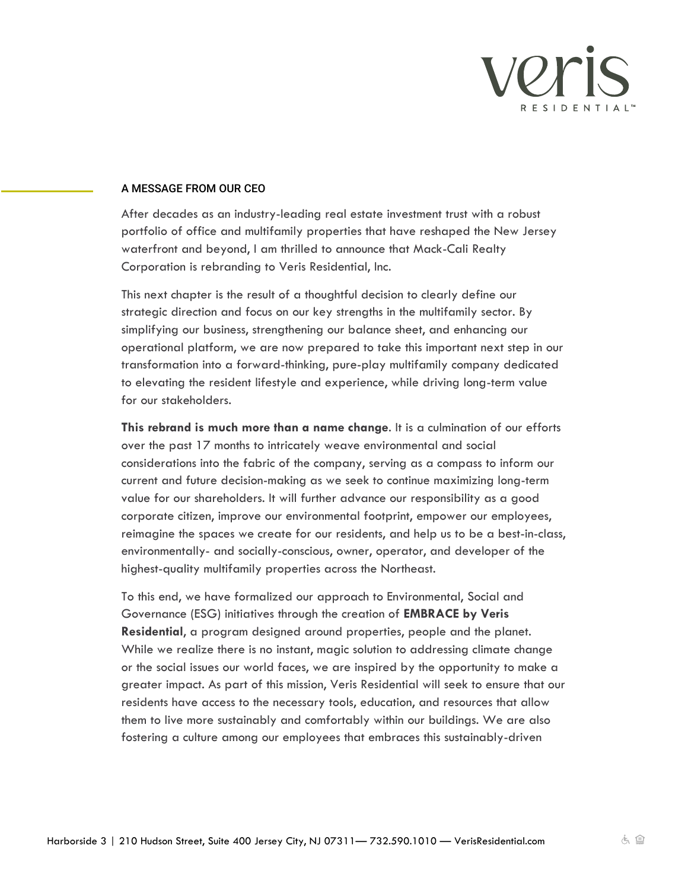## A MESSAGE FROM OUR CEO

After decades as an industry-leading real estate investment trust with a robust portfolio of office and multifamily properties that have reshaped the New Jersey waterfront and beyond, I am thrilled to announce that Mack-Cali Realty Corporation is rebranding to Veris Residential, Inc.

This next chapter is the result of a thoughtful decision to clearly define our strategic direction and focus on our key strengths in the multifamily sector. By simplifying our business, strengthening our balance sheet, and enhancing our operational platform, we are now prepared to take this important next step in our transformation into a forward-thinking, pure-play multifamily company dedicated to elevating the resident lifestyle and experience, while driving long-term value for our stakeholders.

**This rebrand is much more than a name change**. It is a culmination of our efforts over the past 17 months to intricately weave environmental and social considerations into the fabric of the company, serving as a compass to inform our current and future decision-making as we seek to continue maximizing long-term value for our shareholders. It will further advance our responsibility as a good corporate citizen, improve our environmental footprint, empower our employees, reimagine the spaces we create for our residents, and help us to be a best-in-class, environmentally- and socially-conscious, owner, operator, and developer of the highest-quality multifamily properties across the Northeast.

To this end, we have formalized our approach to Environmental, Social and Governance (ESG) initiatives through the creation of **EMBRACE by Veris Residential**, a program designed around properties, people and the planet. While we realize there is no instant, magic solution to addressing climate change or the social issues our world faces, we are inspired by the opportunity to make a greater impact. As part of this mission, Veris Residential will seek to ensure that our residents have access to the necessary tools, education, and resources that allow them to live more sustainably and comfortably within our buildings. We are also fostering a culture among our employees that embraces this sustainably-driven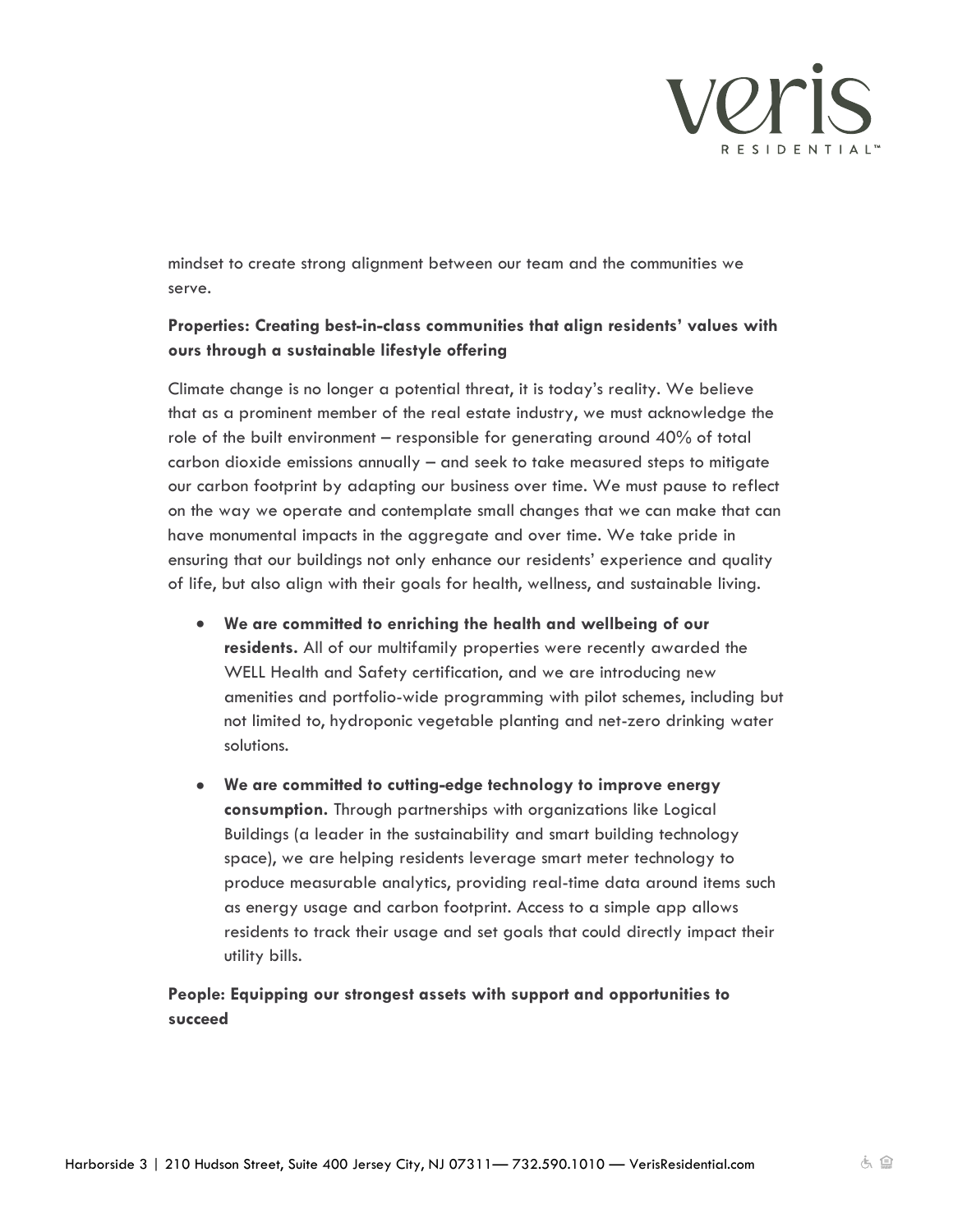mindset to create strong alignment between our team and the communities we serve.

**Properties: Creating best-in-class communities that align residents' values with ours through a sustainable lifestyle offering**

Climate change is no longer a potential threat, it is today's reality. We believe that as a prominent member of the real estate industry, we must acknowledge the role of the built environment – responsible for generating around 40% of total carbon dioxide emissions annually – and seek to take measured steps to mitigate our carbon footprint by adapting our business over time. We must pause to reflect on the way we operate and contemplate small changes that we can make that can have monumental impacts in the aggregate and over time. We take pride in ensuring that our buildings not only enhance our residents' experience and quality of life, but also align with their goals for health, wellness, and sustainable living.

- **We are committed to enriching the health and wellbeing of our residents.** All of our multifamily properties were recently awarded the WELL Health and Safety certification, and we are introducing new amenities and portfolio-wide programming with pilot schemes, including but not limited to, hydroponic vegetable planting and net-zero drinking water solutions.
- **We are committed to cutting-edge technology to improve energy consumption.** Through partnerships with organizations like Logical Buildings (a leader in the sustainability and smart building technology space), we are helping residents leverage smart meter technology to produce measurable analytics, providing real-time data around items such as energy usage and carbon footprint. Access to a simple app allows residents to track their usage and set goals that could directly impact their utility bills.

**People: Equipping our strongest assets with support and opportunities to succeed**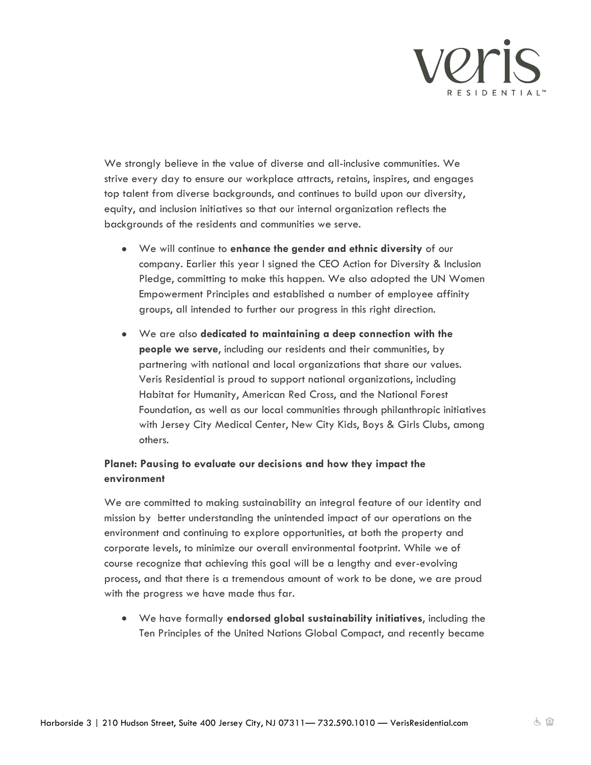We strongly believe in the value of diverse and all-inclusive communities. We strive every day to ensure our workplace attracts, retains, inspires, and engages top talent from diverse backgrounds, and continues to build upon our diversity, equity, and inclusion initiatives so that our internal organization reflects the backgrounds of the residents and communities we serve.

- We will continue to **enhance the gender and ethnic diversity** of our company. Earlier this year I signed the CEO Action for Diversity & Inclusion Pledge, committing to make this happen. We also adopted the UN Women Empowerment Principles and established a number of employee affinity groups, all intended to further our progress in this right direction.
- We are also **dedicated to maintaining a deep connection with the people we serve**, including our residents and their communities, by partnering with national and local organizations that share our values. Veris Residential is proud to support national organizations, including Habitat for Humanity, American Red Cross, and the National Forest Foundation, as well as our local communities through philanthropic initiatives with Jersey City Medical Center, New City Kids, Boys & Girls Clubs, among others.

**Planet: Pausing to evaluate our decisions and how they impact the environment**

We are committed to making sustainability an integral feature of our identity and mission by better understanding the unintended impact of our operations on the environment and continuing to explore opportunities, at both the property and corporate levels, to minimize our overall environmental footprint. While we of course recognize that achieving this goal will be a lengthy and ever-evolving process, and that there is a tremendous amount of work to be done, we are proud with the progress we have made thus far.

- We have formally **endorsed global sustainability initiatives**, including the Ten Principles of the United Nations Global Compact, and recently became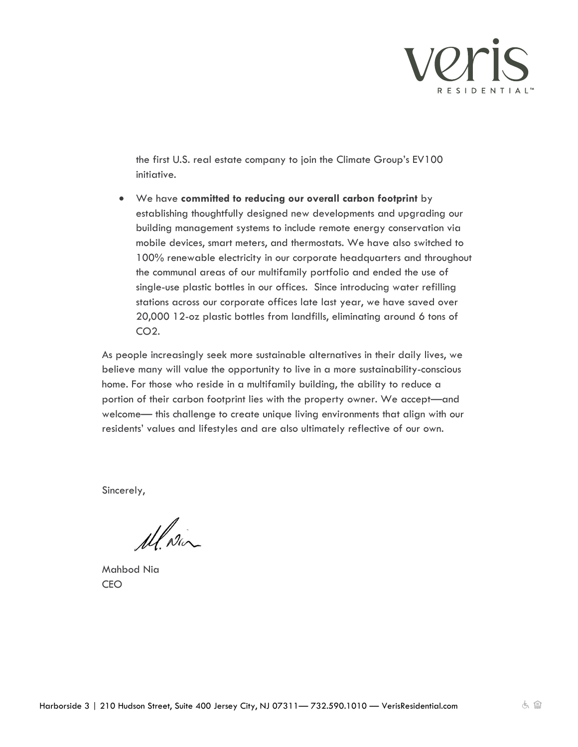the first U.S. real estate company to join the Climate Group's EV100 initiative.

- We have **committed to reducing our overall carbon footprint** by establishing thoughtfully designed new developments and upgrading our building management systems to include remote energy conservation via mobile devices, smart meters, and thermostats. We have also switched to 100% renewable electricity in our corporate headquarters and throughout the communal areas of our multifamily portfolio and ended the use of single-use plastic bottles in our offices. Since introducing water refilling stations across our corporate offices late last year, we have saved over 20,000 12-oz plastic bottles from landfills, eliminating around 6 tons of $CO_2$.

As people increasingly seek more sustainable alternatives in their daily lives, we believe many will value the opportunity to live in a more sustainability-conscious home. For those who reside in a multifamily building, the ability to reduce a portion of their carbon footprint lies with the property owner. We accept—and welcome— this challenge to create unique living environments that align with our residents' values and lifestyles and are also ultimately reflective of our own.

Sincerely,

Mahbod Nia
CEO